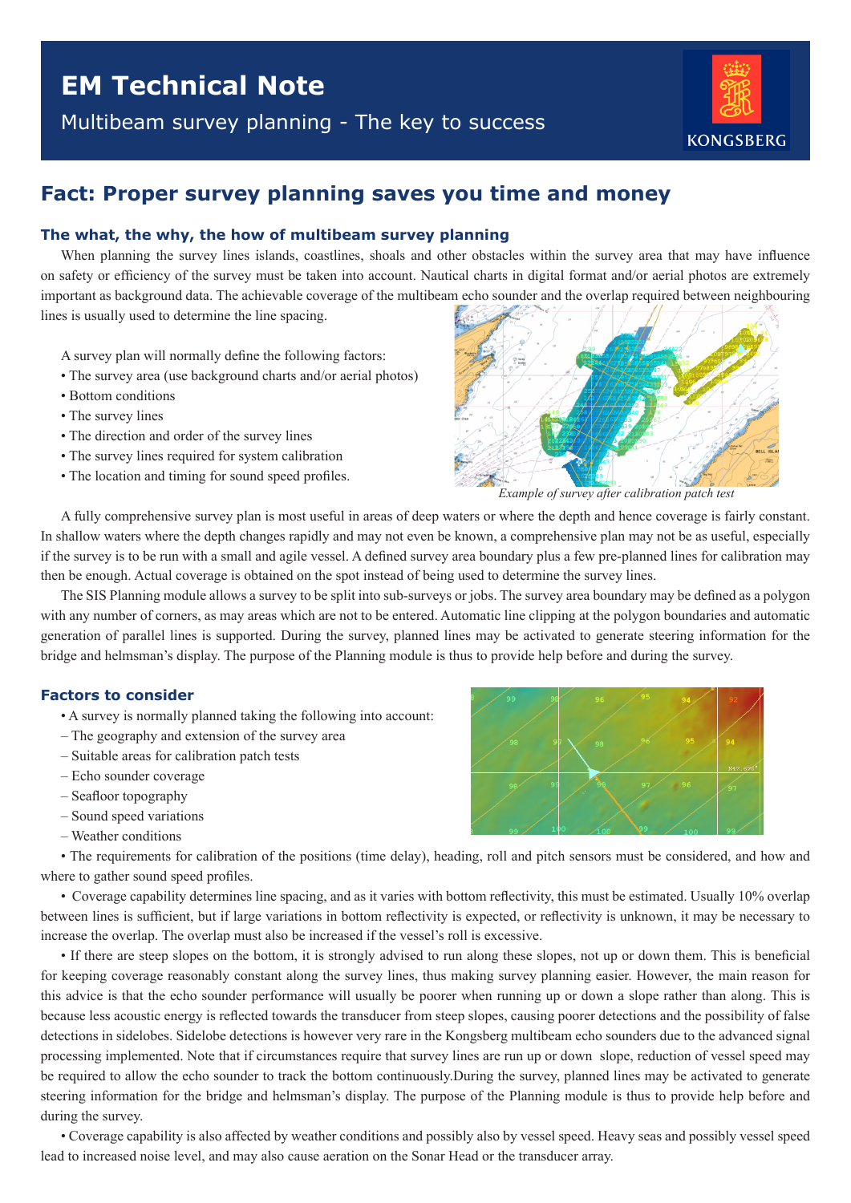# EM Technical Note

Multibeam survey planning - The key to success

## Fact: Proper survey planning saves you time and money

### The what, the why, the how of multibeam survey planning

When planning the survey lines islands, coastlines, shoals and other obstacles within the survey area that may have influence on safety or efficiency of the survey must be taken into account. Nautical charts in digital format and/or aerial photos are extremely important as background data. The achievable coverage of the multibeam echo sounder and the overlap required between neighbouring lines is usually used to determine the line spacing.

A survey plan will normally define the following factors:

- The survey area (use background charts and/or aerial photos)
- Bottom conditions
- The survey lines
- The direction and order of the survey lines
- The survey lines required for system calibration
- The location and timing for sound speed profiles.

*Example of survey after calibration patch test*

A fully comprehensive survey plan is most useful in areas of deep waters or where the depth and hence coverage is fairly constant. In shallow waters where the depth changes rapidly and may not even be known, a comprehensive plan may not be as useful, especially if the survey is to be run with a small and agile vessel. A defined survey area boundary plus a few pre-planned lines for calibration may then be enough. Actual coverage is obtained on the spot instead of being used to determine the survey lines.

The SIS Planning module allows a survey to be split into sub-surveys or jobs. The survey area boundary may be defined as a polygon with any number of corners, as may areas which are not to be entered. Automatic line clipping at the polygon boundaries and automatic generation of parallel lines is supported. During the survey, planned lines may be activated to generate steering information for the bridge and helmsman's display. The purpose of the Planning module is thus to provide help before and during the survey.

### Factors to consider

- A survey is normally planned taking the following into account:
  - The geography and extension of the survey area
  - Suitable areas for calibration patch tests
  - Echo sounder coverage
  - Seafloor topography
  - Sound speed variations
  - Weather conditions
- The requirements for calibration of the positions (time delay), heading, roll and pitch sensors must be considered, and how and where to gather sound speed profiles.
- Coverage capability determines line spacing, and as it varies with bottom reflectivity, this must be estimated. Usually 10% overlap between lines is sufficient, but if large variations in bottom reflectivity is expected, or reflectivity is unknown, it may be necessary to increase the overlap. The overlap must also be increased if the vessel's roll is excessive.
- If there are steep slopes on the bottom, it is strongly advised to run along these slopes, not up or down them. This is beneficial for keeping coverage reasonably constant along the survey lines, thus making survey planning easier. However, the main reason for this advice is that the echo sounder performance will usually be poorer when running up or down a slope rather than along. This is because less acoustic energy is reflected towards the transducer from steep slopes, causing poorer detections and the possibility of false detections in sidelobes. Sidelobe detections is however very rare in the Kongsberg multibeam echo sounders due to the advanced signal processing implemented. Note that if circumstances require that survey lines are run up or down slope, reduction of vessel speed may be required to allow the echo sounder to track the bottom continuously.During the survey, planned lines may be activated to generate steering information for the bridge and helmsman's display. The purpose of the Planning module is thus to provide help before and during the survey.
- Coverage capability is also affected by weather conditions and possibly also by vessel speed. Heavy seas and possibly vessel speed lead to increased noise level, and may also cause aeration on the Sonar Head or the transducer array.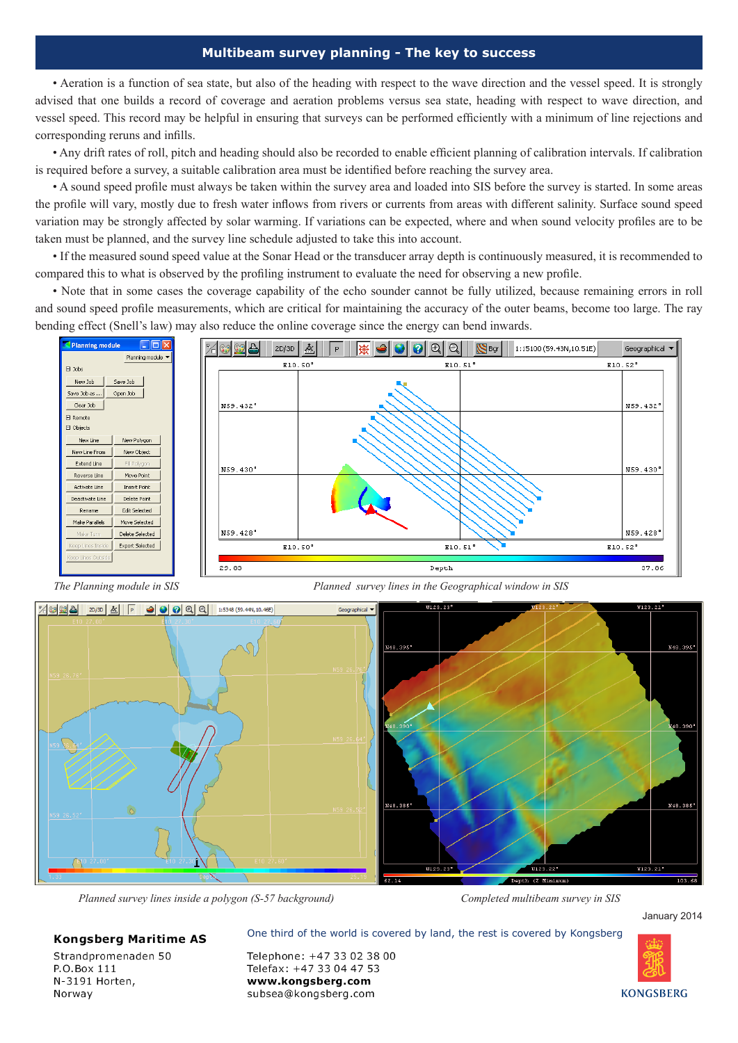## Multibeam survey planning - The key to success

• Aeration is a function of sea state, but also of the heading with respect to the wave direction and the vessel speed. It is strongly advised that one builds a record of coverage and aeration problems versus sea state, heading with respect to wave direction, and vessel speed. This record may be helpful in ensuring that surveys can be performed efficiently with a minimum of line rejections and corresponding reruns and infills.

• Any drift rates of roll, pitch and heading should also be recorded to enable efficient planning of calibration intervals. If calibration is required before a survey, a suitable calibration area must be identified before reaching the survey area.

• A sound speed profile must always be taken within the survey area and loaded into SIS before the survey is started. In some areas the profile will vary, mostly due to fresh water inflows from rivers or currents from areas with different salinity. Surface sound speed variation may be strongly affected by solar warming. If variations can be expected, where and when sound velocity profiles are to be taken must be planned, and the survey line schedule adjusted to take this into account.

• If the measured sound speed value at the Sonar Head or the transducer array depth is continuously measured, it is recommended to compared this to what is observed by the profiling instrument to evaluate the need for observing a new profile.

• Note that in some cases the coverage capability of the echo sounder cannot be fully utilized, because remaining errors in roll and sound speed profile measurements, which are critical for maintaining the accuracy of the outer beams, become too large. The ray bending effect (Snell's law) may also reduce the online coverage since the energy can bend inwards.

*The Planning module in SIS*

*Planned survey lines in the Geographical window in SIS*

*Planned survey lines inside a polygon (S-57 background)*

*Completed multibeam survey in SIS*

January 2014

**Kongsberg Maritime AS**
Strandpromenaden 50
P.O.Box 111
N-3191 Horten,
Norway

One third of the world is covered by land, the rest is covered by Kongsberg

Telephone: +47 33 02 38 00
Telefax: +47 33 04 47 53
**www.kongsberg.com**
subsea@kongsberg.com

KONGSBERG